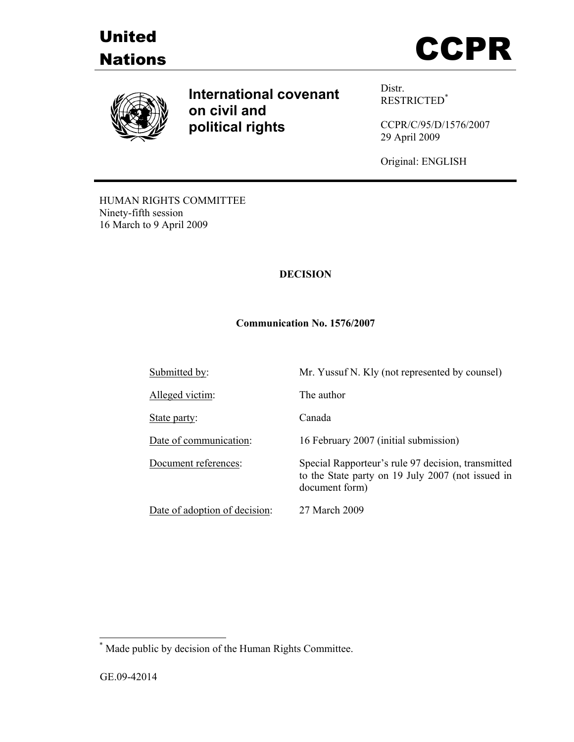# United Nations

# CCPR

## International covenant on civil and political rights

Distr.
RESTRICTED[*]

CCPR/C/95/D/1576/2007
29 April 2009

Original: ENGLISH

HUMAN RIGHTS COMMITTEE
Ninety-fifth session
16 March to 9 April 2009

**DECISION**

**Communication No. 1576/2007**

| | |
|---|---|
| Submitted by: | Mr. Yussuf N. Kly (not represented by counsel) |
| Alleged victim: | The author |
| State party: | Canada |
| Date of communication: | 16 February 2007 (initial submission) |
| Document references: | Special Rapporteur's rule 97 decision, transmitted to the State party on 19 July 2007 (not issued in document form) |
| Date of adoption of decision: | 27 March 2009 |

[*] Made public by decision of the Human Rights Committee.

GE.09-42014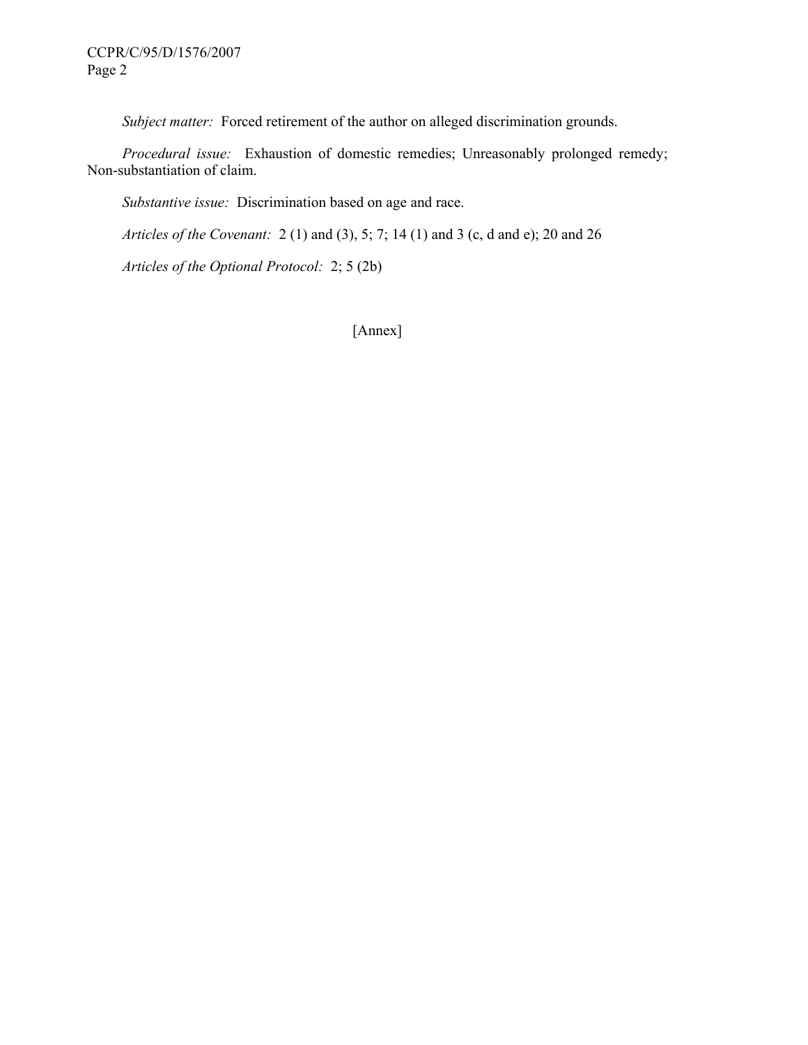*Subject matter:* Forced retirement of the author on alleged discrimination grounds.

*Procedural issue:* Exhaustion of domestic remedies; Unreasonably prolonged remedy; Non-substantiation of claim.

*Substantive issue:* Discrimination based on age and race.

*Articles of the Covenant:* 2 (1) and (3), 5; 7; 14 (1) and 3 (c, d and e); 20 and 26

*Articles of the Optional Protocol:* 2; 5 (2b)

[Annex]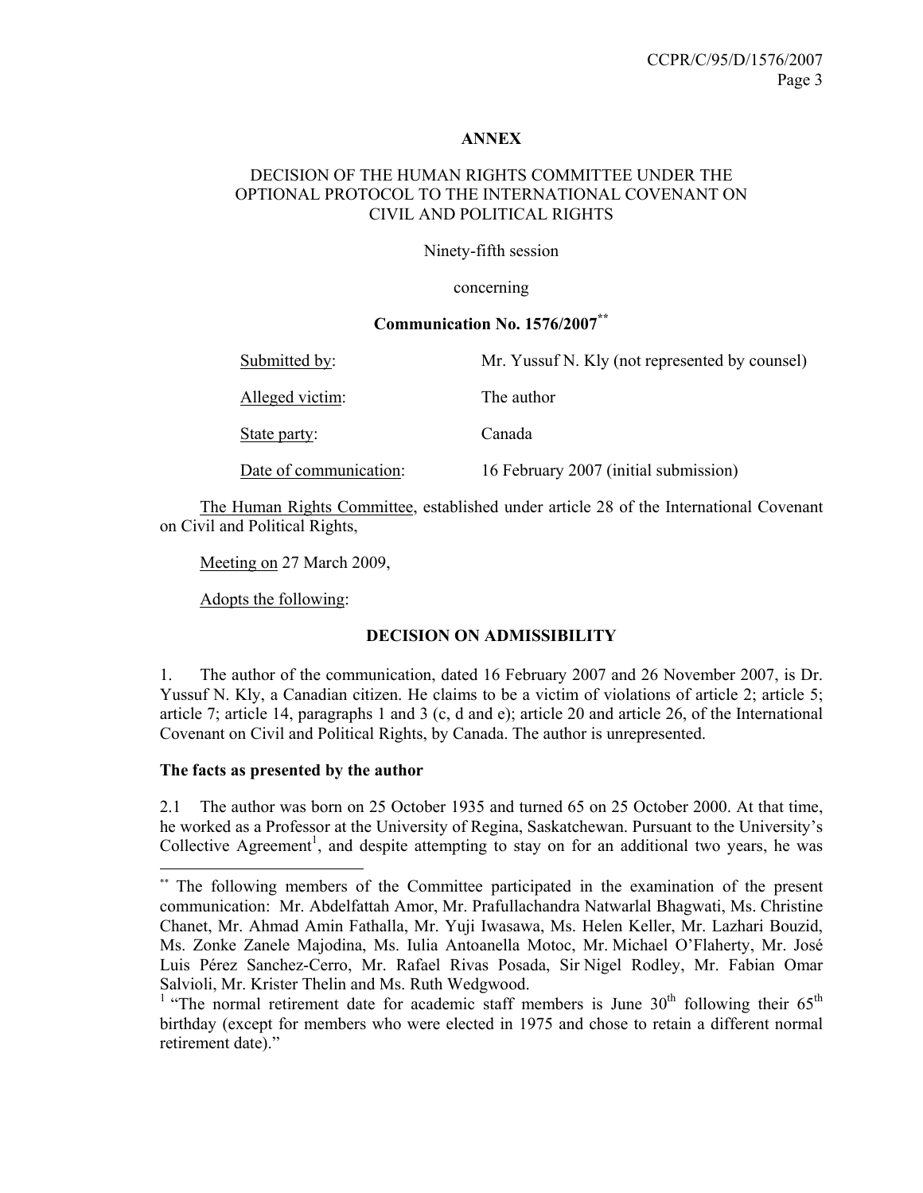**ANNEX**

DECISION OF THE HUMAN RIGHTS COMMITTEE UNDER THE OPTIONAL PROTOCOL TO THE INTERNATIONAL COVENANT ON CIVIL AND POLITICAL RIGHTS

Ninety-fifth session

concerning

**Communication No. 1576/2007**[**]

| | |
|---|---|
| Submitted by: | Mr. Yussuf N. Kly (not represented by counsel) |
| Alleged victim: | The author |
| State party: | Canada |
| Date of communication: | 16 February 2007 (initial submission) |

The Human Rights Committee, established under article 28 of the International Covenant on Civil and Political Rights,

Meeting on 27 March 2009,

Adopts the following:

**DECISION ON ADMISSIBILITY**

1. The author of the communication, dated 16 February 2007 and 26 November 2007, is Dr. Yussuf N. Kly, a Canadian citizen. He claims to be a victim of violations of article 2; article 5; article 7; article 14, paragraphs 1 and 3 (c, d and e); article 20 and article 26, of the International Covenant on Civil and Political Rights, by Canada. The author is unrepresented.

**The facts as presented by the author**

2.1 The author was born on 25 October 1935 and turned 65 on 25 October 2000. At that time, he worked as a Professor at the University of Regina, Saskatchewan. Pursuant to the University's Collective Agreement[1], and despite attempting to stay on for an additional two years, he was

---

[**] The following members of the Committee participated in the examination of the present communication: Mr. Abdelfattah Amor, Mr. Prafullachandra Natwarlal Bhagwati, Ms. Christine Chanet, Mr. Ahmad Amin Fathalla, Mr. Yuji Iwasawa, Ms. Helen Keller, Mr. Lazhari Bouzid, Ms. Zonke Zanele Majodina, Ms. Iulia Antoanella Motoc, Mr. Michael O'Flaherty, Mr. José Luis Pérez Sanchez-Cerro, Mr. Rafael Rivas Posada, Sir Nigel Rodley, Mr. Fabian Omar Salvioli, Mr. Krister Thelin and Ms. Ruth Wedgwood.

[1] "The normal retirement date for academic staff members is June 30th following their 65th birthday (except for members who were elected in 1975 and chose to retain a different normal retirement date)."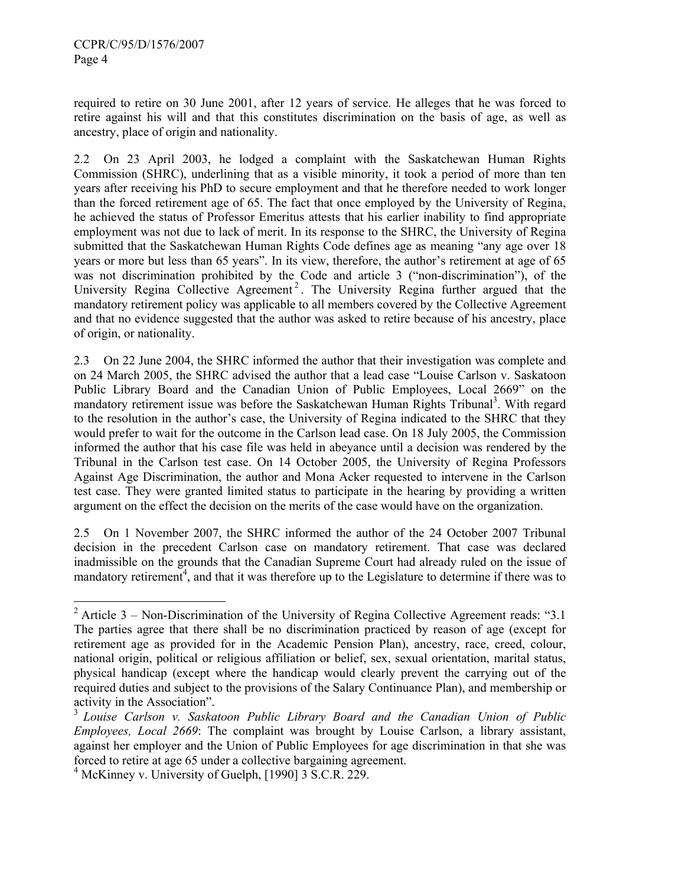required to retire on 30 June 2001, after 12 years of service. He alleges that he was forced to retire against his will and that this constitutes discrimination on the basis of age, as well as ancestry, place of origin and nationality.

2.2 On 23 April 2003, he lodged a complaint with the Saskatchewan Human Rights Commission (SHRC), underlining that as a visible minority, it took a period of more than ten years after receiving his PhD to secure employment and that he therefore needed to work longer than the forced retirement age of 65. The fact that once employed by the University of Regina, he achieved the status of Professor Emeritus attests that his earlier inability to find appropriate employment was not due to lack of merit. In its response to the SHRC, the University of Regina submitted that the Saskatchewan Human Rights Code defines age as meaning "any age over 18 years or more but less than 65 years". In its view, therefore, the author's retirement at age of 65 was not discrimination prohibited by the Code and article 3 ("non-discrimination"), of the University Regina Collective Agreement[2]. The University Regina further argued that the mandatory retirement policy was applicable to all members covered by the Collective Agreement and that no evidence suggested that the author was asked to retire because of his ancestry, place of origin, or nationality.

2.3 On 22 June 2004, the SHRC informed the author that their investigation was complete and on 24 March 2005, the SHRC advised the author that a lead case "Louise Carlson v. Saskatoon Public Library Board and the Canadian Union of Public Employees, Local 2669" on the mandatory retirement issue was before the Saskatchewan Human Rights Tribunal[3]. With regard to the resolution in the author's case, the University of Regina indicated to the SHRC that they would prefer to wait for the outcome in the Carlson lead case. On 18 July 2005, the Commission informed the author that his case file was held in abeyance until a decision was rendered by the Tribunal in the Carlson test case. On 14 October 2005, the University of Regina Professors Against Age Discrimination, the author and Mona Acker requested to intervene in the Carlson test case. They were granted limited status to participate in the hearing by providing a written argument on the effect the decision on the merits of the case would have on the organization.

2.5 On 1 November 2007, the SHRC informed the author of the 24 October 2007 Tribunal decision in the precedent Carlson case on mandatory retirement. That case was declared inadmissible on the grounds that the Canadian Supreme Court had already ruled on the issue of mandatory retirement[4], and that it was therefore up to the Legislature to determine if there was to

---

[2] Article 3 – Non-Discrimination of the University of Regina Collective Agreement reads: "3.1 The parties agree that there shall be no discrimination practiced by reason of age (except for retirement age as provided for in the Academic Pension Plan), ancestry, race, creed, colour, national origin, political or religious affiliation or belief, sex, sexual orientation, marital status, physical handicap (except where the handicap would clearly prevent the carrying out of the required duties and subject to the provisions of the Salary Continuance Plan), and membership or activity in the Association".

[3] *Louise Carlson v. Saskatoon Public Library Board and the Canadian Union of Public Employees, Local 2669*: The complaint was brought by Louise Carlson, a library assistant, against her employer and the Union of Public Employees for age discrimination in that she was forced to retire at age 65 under a collective bargaining agreement.

[4] McKinney v. University of Guelph, [1990] 3 S.C.R. 229.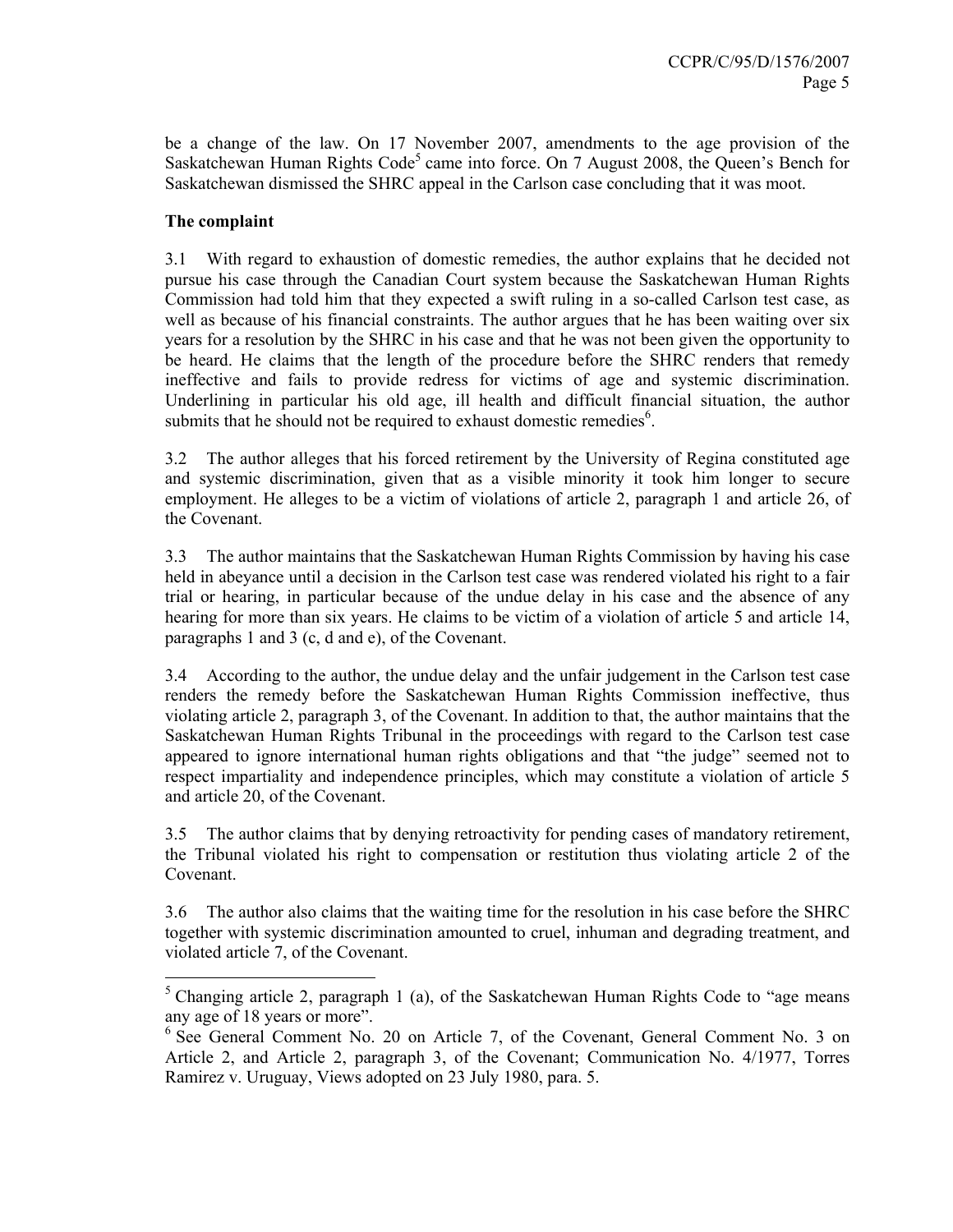be a change of the law. On 17 November 2007, amendments to the age provision of the Saskatchewan Human Rights Code[5] came into force. On 7 August 2008, the Queen's Bench for Saskatchewan dismissed the SHRC appeal in the Carlson case concluding that it was moot.

**The complaint**

3.1 With regard to exhaustion of domestic remedies, the author explains that he decided not pursue his case through the Canadian Court system because the Saskatchewan Human Rights Commission had told him that they expected a swift ruling in a so-called Carlson test case, as well as because of his financial constraints. The author argues that he has been waiting over six years for a resolution by the SHRC in his case and that he was not been given the opportunity to be heard. He claims that the length of the procedure before the SHRC renders that remedy ineffective and fails to provide redress for victims of age and systemic discrimination. Underlining in particular his old age, ill health and difficult financial situation, the author submits that he should not be required to exhaust domestic remedies[6].

3.2 The author alleges that his forced retirement by the University of Regina constituted age and systemic discrimination, given that as a visible minority it took him longer to secure employment. He alleges to be a victim of violations of article 2, paragraph 1 and article 26, of the Covenant.

3.3 The author maintains that the Saskatchewan Human Rights Commission by having his case held in abeyance until a decision in the Carlson test case was rendered violated his right to a fair trial or hearing, in particular because of the undue delay in his case and the absence of any hearing for more than six years. He claims to be victim of a violation of article 5 and article 14, paragraphs 1 and 3 (c, d and e), of the Covenant.

3.4 According to the author, the undue delay and the unfair judgement in the Carlson test case renders the remedy before the Saskatchewan Human Rights Commission ineffective, thus violating article 2, paragraph 3, of the Covenant. In addition to that, the author maintains that the Saskatchewan Human Rights Tribunal in the proceedings with regard to the Carlson test case appeared to ignore international human rights obligations and that "the judge" seemed not to respect impartiality and independence principles, which may constitute a violation of article 5 and article 20, of the Covenant.

3.5 The author claims that by denying retroactivity for pending cases of mandatory retirement, the Tribunal violated his right to compensation or restitution thus violating article 2 of the Covenant.

3.6 The author also claims that the waiting time for the resolution in his case before the SHRC together with systemic discrimination amounted to cruel, inhuman and degrading treatment, and violated article 7, of the Covenant.

---

[5] Changing article 2, paragraph 1 (a), of the Saskatchewan Human Rights Code to "age means any age of 18 years or more".

[6] See General Comment No. 20 on Article 7, of the Covenant, General Comment No. 3 on Article 2, and Article 2, paragraph 3, of the Covenant; Communication No. 4/1977, Torres Ramirez v. Uruguay, Views adopted on 23 July 1980, para. 5.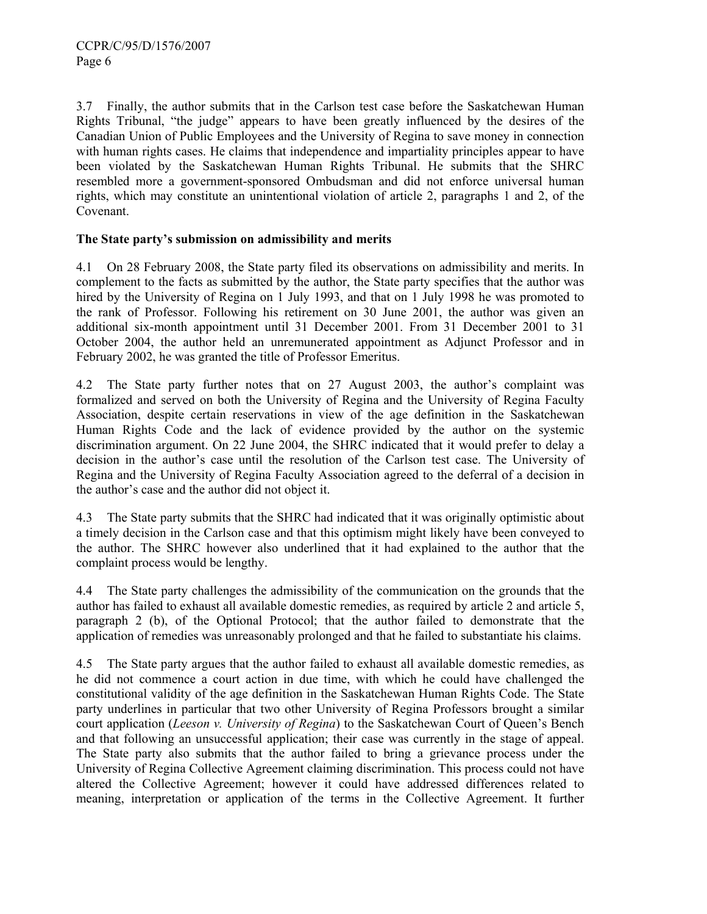3.7 Finally, the author submits that in the Carlson test case before the Saskatchewan Human Rights Tribunal, "the judge" appears to have been greatly influenced by the desires of the Canadian Union of Public Employees and the University of Regina to save money in connection with human rights cases. He claims that independence and impartiality principles appear to have been violated by the Saskatchewan Human Rights Tribunal. He submits that the SHRC resembled more a government-sponsored Ombudsman and did not enforce universal human rights, which may constitute an unintentional violation of article 2, paragraphs 1 and 2, of the Covenant.

**The State party's submission on admissibility and merits**

4.1 On 28 February 2008, the State party filed its observations on admissibility and merits. In complement to the facts as submitted by the author, the State party specifies that the author was hired by the University of Regina on 1 July 1993, and that on 1 July 1998 he was promoted to the rank of Professor. Following his retirement on 30 June 2001, the author was given an additional six-month appointment until 31 December 2001. From 31 December 2001 to 31 October 2004, the author held an unremunerated appointment as Adjunct Professor and in February 2002, he was granted the title of Professor Emeritus.

4.2 The State party further notes that on 27 August 2003, the author's complaint was formalized and served on both the University of Regina and the University of Regina Faculty Association, despite certain reservations in view of the age definition in the Saskatchewan Human Rights Code and the lack of evidence provided by the author on the systemic discrimination argument. On 22 June 2004, the SHRC indicated that it would prefer to delay a decision in the author's case until the resolution of the Carlson test case. The University of Regina and the University of Regina Faculty Association agreed to the deferral of a decision in the author's case and the author did not object it.

4.3 The State party submits that the SHRC had indicated that it was originally optimistic about a timely decision in the Carlson case and that this optimism might likely have been conveyed to the author. The SHRC however also underlined that it had explained to the author that the complaint process would be lengthy.

4.4 The State party challenges the admissibility of the communication on the grounds that the author has failed to exhaust all available domestic remedies, as required by article 2 and article 5, paragraph 2 (b), of the Optional Protocol; that the author failed to demonstrate that the application of remedies was unreasonably prolonged and that he failed to substantiate his claims.

4.5 The State party argues that the author failed to exhaust all available domestic remedies, as he did not commence a court action in due time, with which he could have challenged the constitutional validity of the age definition in the Saskatchewan Human Rights Code. The State party underlines in particular that two other University of Regina Professors brought a similar court application (*Leeson v. University of Regina*) to the Saskatchewan Court of Queen's Bench and that following an unsuccessful application; their case was currently in the stage of appeal. The State party also submits that the author failed to bring a grievance process under the University of Regina Collective Agreement claiming discrimination. This process could not have altered the Collective Agreement; however it could have addressed differences related to meaning, interpretation or application of the terms in the Collective Agreement. It further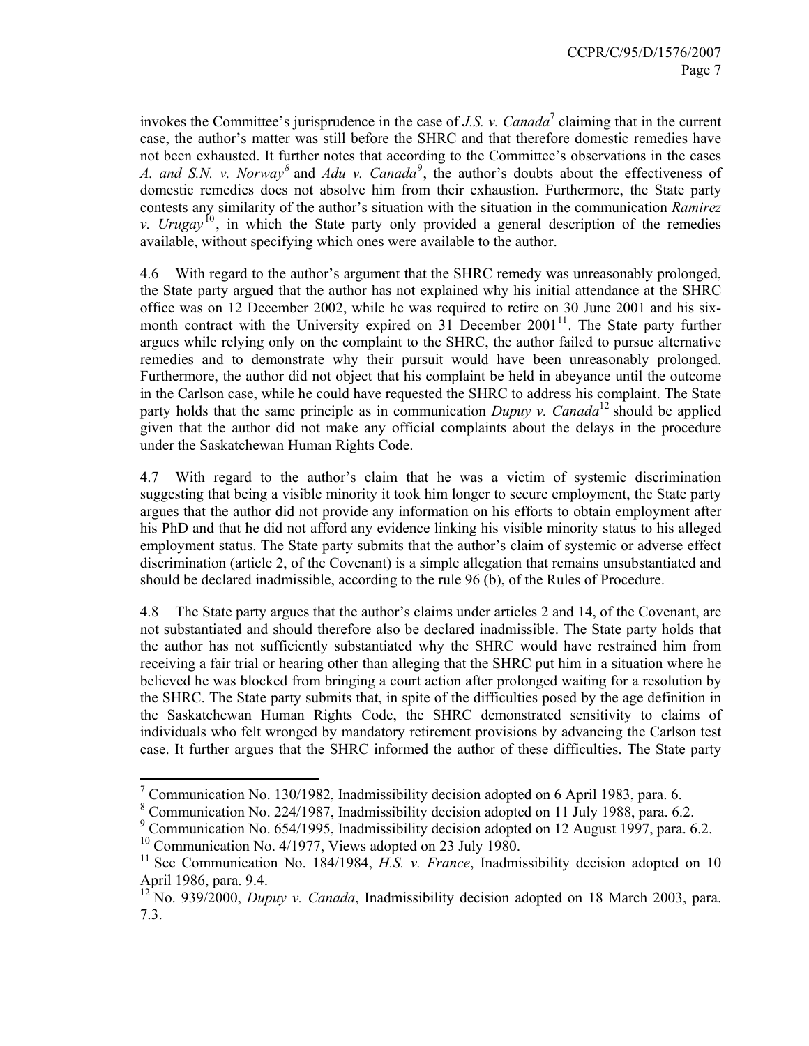invokes the Committee's jurisprudence in the case of *J.S. v. Canada*[7] claiming that in the current case, the author's matter was still before the SHRC and that therefore domestic remedies have not been exhausted. It further notes that according to the Committee's observations in the cases *A. and S.N. v. Norway*[8] and *Adu v. Canada*[9], the author's doubts about the effectiveness of domestic remedies does not absolve him from their exhaustion. Furthermore, the State party contests any similarity of the author's situation with the situation in the communication *Ramirez v. Urugay*[10], in which the State party only provided a general description of the remedies available, without specifying which ones were available to the author.

4.6 With regard to the author's argument that the SHRC remedy was unreasonably prolonged, the State party argued that the author has not explained why his initial attendance at the SHRC office was on 12 December 2002, while he was required to retire on 30 June 2001 and his six-month contract with the University expired on 31 December 2001[11]. The State party further argues while relying only on the complaint to the SHRC, the author failed to pursue alternative remedies and to demonstrate why their pursuit would have been unreasonably prolonged. Furthermore, the author did not object that his complaint be held in abeyance until the outcome in the Carlson case, while he could have requested the SHRC to address his complaint. The State party holds that the same principle as in communication *Dupuy v. Canada*[12] should be applied given that the author did not make any official complaints about the delays in the procedure under the Saskatchewan Human Rights Code.

4.7 With regard to the author's claim that he was a victim of systemic discrimination suggesting that being a visible minority it took him longer to secure employment, the State party argues that the author did not provide any information on his efforts to obtain employment after his PhD and that he did not afford any evidence linking his visible minority status to his alleged employment status. The State party submits that the author's claim of systemic or adverse effect discrimination (article 2, of the Covenant) is a simple allegation that remains unsubstantiated and should be declared inadmissible, according to the rule 96 (b), of the Rules of Procedure.

4.8 The State party argues that the author's claims under articles 2 and 14, of the Covenant, are not substantiated and should therefore also be declared inadmissible. The State party holds that the author has not sufficiently substantiated why the SHRC would have restrained him from receiving a fair trial or hearing other than alleging that the SHRC put him in a situation where he believed he was blocked from bringing a court action after prolonged waiting for a resolution by the SHRC. The State party submits that, in spite of the difficulties posed by the age definition in the Saskatchewan Human Rights Code, the SHRC demonstrated sensitivity to claims of individuals who felt wronged by mandatory retirement provisions by advancing the Carlson test case. It further argues that the SHRC informed the author of these difficulties. The State party

---

[7] Communication No. 130/1982, Inadmissibility decision adopted on 6 April 1983, para. 6.

[8] Communication No. 224/1987, Inadmissibility decision adopted on 11 July 1988, para. 6.2.

[9] Communication No. 654/1995, Inadmissibility decision adopted on 12 August 1997, para. 6.2.

[10] Communication No. 4/1977, Views adopted on 23 July 1980.

[11] See Communication No. 184/1984, *H.S. v. France*, Inadmissibility decision adopted on 10 April 1986, para. 9.4.

[12] No. 939/2000, *Dupuy v. Canada*, Inadmissibility decision adopted on 18 March 2003, para. 7.3.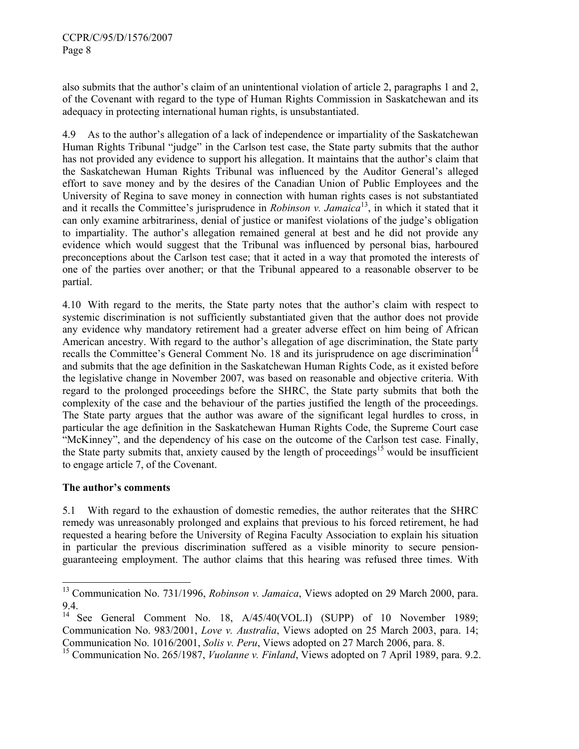also submits that the author's claim of an unintentional violation of article 2, paragraphs 1 and 2, of the Covenant with regard to the type of Human Rights Commission in Saskatchewan and its adequacy in protecting international human rights, is unsubstantiated.

4.9 As to the author's allegation of a lack of independence or impartiality of the Saskatchewan Human Rights Tribunal "judge" in the Carlson test case, the State party submits that the author has not provided any evidence to support his allegation. It maintains that the author's claim that the Saskatchewan Human Rights Tribunal was influenced by the Auditor General's alleged effort to save money and by the desires of the Canadian Union of Public Employees and the University of Regina to save money in connection with human rights cases is not substantiated and it recalls the Committee's jurisprudence in *Robinson v. Jamaica*[13], in which it stated that it can only examine arbitrariness, denial of justice or manifest violations of the judge's obligation to impartiality. The author's allegation remained general at best and he did not provide any evidence which would suggest that the Tribunal was influenced by personal bias, harboured preconceptions about the Carlson test case; that it acted in a way that promoted the interests of one of the parties over another; or that the Tribunal appeared to a reasonable observer to be partial.

4.10 With regard to the merits, the State party notes that the author's claim with respect to systemic discrimination is not sufficiently substantiated given that the author does not provide any evidence why mandatory retirement had a greater adverse effect on him being of African American ancestry. With regard to the author's allegation of age discrimination, the State party recalls the Committee's General Comment No. 18 and its jurisprudence on age discrimination[14] and submits that the age definition in the Saskatchewan Human Rights Code, as it existed before the legislative change in November 2007, was based on reasonable and objective criteria. With regard to the prolonged proceedings before the SHRC, the State party submits that both the complexity of the case and the behaviour of the parties justified the length of the proceedings. The State party argues that the author was aware of the significant legal hurdles to cross, in particular the age definition in the Saskatchewan Human Rights Code, the Supreme Court case "McKinney", and the dependency of his case on the outcome of the Carlson test case. Finally, the State party submits that, anxiety caused by the length of proceedings[15] would be insufficient to engage article 7, of the Covenant.

**The author's comments**

5.1 With regard to the exhaustion of domestic remedies, the author reiterates that the SHRC remedy was unreasonably prolonged and explains that previous to his forced retirement, he had requested a hearing before the University of Regina Faculty Association to explain his situation in particular the previous discrimination suffered as a visible minority to secure pension-guaranteeing employment. The author claims that this hearing was refused three times. With

---

[13] Communication No. 731/1996, *Robinson v. Jamaica*, Views adopted on 29 March 2000, para. 9.4.

[14] See General Comment No. 18, A/45/40(VOL.I) (SUPP) of 10 November 1989; Communication No. 983/2001, *Love v. Australia*, Views adopted on 25 March 2003, para. 14; Communication No. 1016/2001, *Solis v. Peru*, Views adopted on 27 March 2006, para. 8.

[15] Communication No. 265/1987, *Vuolanne v. Finland*, Views adopted on 7 April 1989, para. 9.2.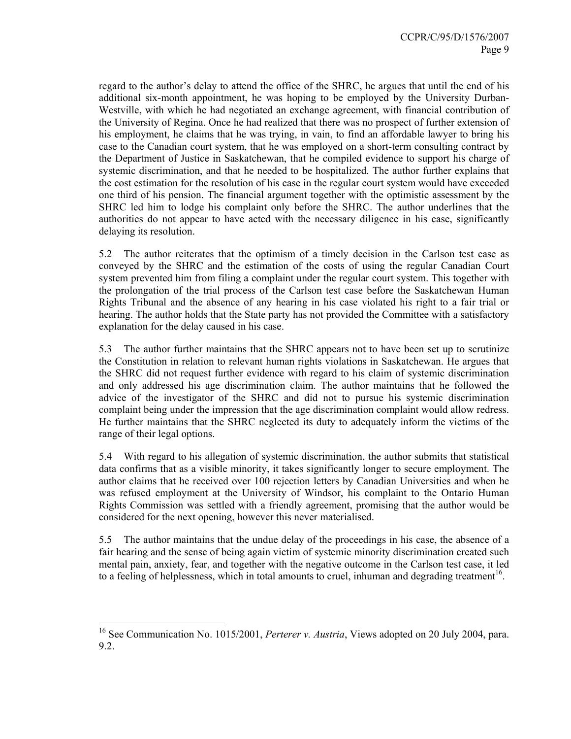regard to the author's delay to attend the office of the SHRC, he argues that until the end of his additional six-month appointment, he was hoping to be employed by the University Durban-Westville, with which he had negotiated an exchange agreement, with financial contribution of the University of Regina. Once he had realized that there was no prospect of further extension of his employment, he claims that he was trying, in vain, to find an affordable lawyer to bring his case to the Canadian court system, that he was employed on a short-term consulting contract by the Department of Justice in Saskatchewan, that he compiled evidence to support his charge of systemic discrimination, and that he needed to be hospitalized. The author further explains that the cost estimation for the resolution of his case in the regular court system would have exceeded one third of his pension. The financial argument together with the optimistic assessment by the SHRC led him to lodge his complaint only before the SHRC. The author underlines that the authorities do not appear to have acted with the necessary diligence in his case, significantly delaying its resolution.

5.2 The author reiterates that the optimism of a timely decision in the Carlson test case as conveyed by the SHRC and the estimation of the costs of using the regular Canadian Court system prevented him from filing a complaint under the regular court system. This together with the prolongation of the trial process of the Carlson test case before the Saskatchewan Human Rights Tribunal and the absence of any hearing in his case violated his right to a fair trial or hearing. The author holds that the State party has not provided the Committee with a satisfactory explanation for the delay caused in his case.

5.3 The author further maintains that the SHRC appears not to have been set up to scrutinize the Constitution in relation to relevant human rights violations in Saskatchewan. He argues that the SHRC did not request further evidence with regard to his claim of systemic discrimination and only addressed his age discrimination claim. The author maintains that he followed the advice of the investigator of the SHRC and did not to pursue his systemic discrimination complaint being under the impression that the age discrimination complaint would allow redress. He further maintains that the SHRC neglected its duty to adequately inform the victims of the range of their legal options.

5.4 With regard to his allegation of systemic discrimination, the author submits that statistical data confirms that as a visible minority, it takes significantly longer to secure employment. The author claims that he received over 100 rejection letters by Canadian Universities and when he was refused employment at the University of Windsor, his complaint to the Ontario Human Rights Commission was settled with a friendly agreement, promising that the author would be considered for the next opening, however this never materialised.

5.5 The author maintains that the undue delay of the proceedings in his case, the absence of a fair hearing and the sense of being again victim of systemic minority discrimination created such mental pain, anxiety, fear, and together with the negative outcome in the Carlson test case, it led to a feeling of helplessness, which in total amounts to cruel, inhuman and degrading treatment[16].

---

[16] See Communication No. 1015/2001, *Perterer v. Austria*, Views adopted on 20 July 2004, para. 9.2.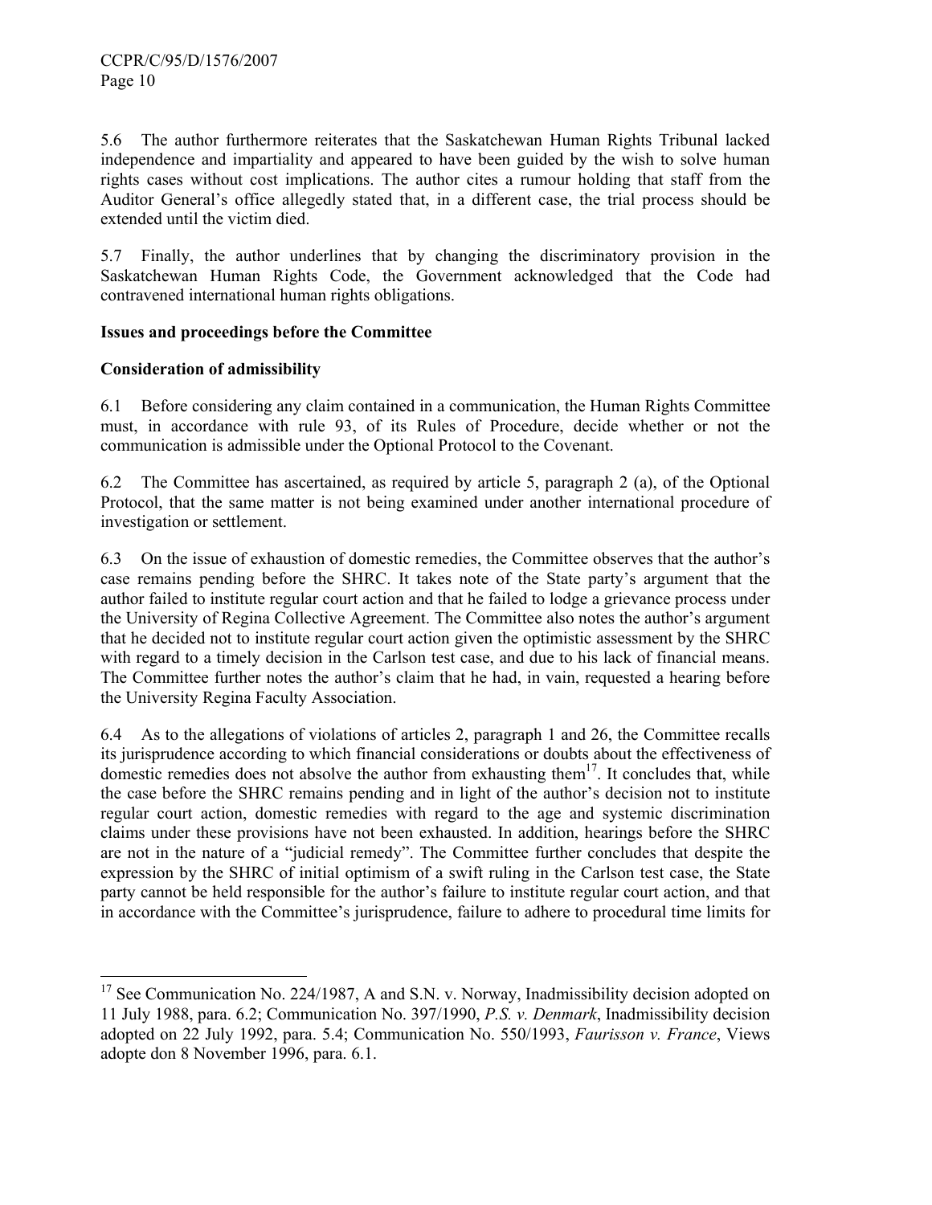5.6 The author furthermore reiterates that the Saskatchewan Human Rights Tribunal lacked independence and impartiality and appeared to have been guided by the wish to solve human rights cases without cost implications. The author cites a rumour holding that staff from the Auditor General's office allegedly stated that, in a different case, the trial process should be extended until the victim died.

5.7 Finally, the author underlines that by changing the discriminatory provision in the Saskatchewan Human Rights Code, the Government acknowledged that the Code had contravened international human rights obligations.

**Issues and proceedings before the Committee**

**Consideration of admissibility**

6.1 Before considering any claim contained in a communication, the Human Rights Committee must, in accordance with rule 93, of its Rules of Procedure, decide whether or not the communication is admissible under the Optional Protocol to the Covenant.

6.2 The Committee has ascertained, as required by article 5, paragraph 2 (a), of the Optional Protocol, that the same matter is not being examined under another international procedure of investigation or settlement.

6.3 On the issue of exhaustion of domestic remedies, the Committee observes that the author's case remains pending before the SHRC. It takes note of the State party's argument that the author failed to institute regular court action and that he failed to lodge a grievance process under the University of Regina Collective Agreement. The Committee also notes the author's argument that he decided not to institute regular court action given the optimistic assessment by the SHRC with regard to a timely decision in the Carlson test case, and due to his lack of financial means. The Committee further notes the author's claim that he had, in vain, requested a hearing before the University Regina Faculty Association.

6.4 As to the allegations of violations of articles 2, paragraph 1 and 26, the Committee recalls its jurisprudence according to which financial considerations or doubts about the effectiveness of domestic remedies does not absolve the author from exhausting them[17]. It concludes that, while the case before the SHRC remains pending and in light of the author's decision not to institute regular court action, domestic remedies with regard to the age and systemic discrimination claims under these provisions have not been exhausted. In addition, hearings before the SHRC are not in the nature of a "judicial remedy". The Committee further concludes that despite the expression by the SHRC of initial optimism of a swift ruling in the Carlson test case, the State party cannot be held responsible for the author's failure to institute regular court action, and that in accordance with the Committee's jurisprudence, failure to adhere to procedural time limits for

---

[17] See Communication No. 224/1987, A and S.N. v. Norway, Inadmissibility decision adopted on 11 July 1988, para. 6.2; Communication No. 397/1990, *P.S. v. Denmark*, Inadmissibility decision adopted on 22 July 1992, para. 5.4; Communication No. 550/1993, *Faurisson v. France*, Views adopte don 8 November 1996, para. 6.1.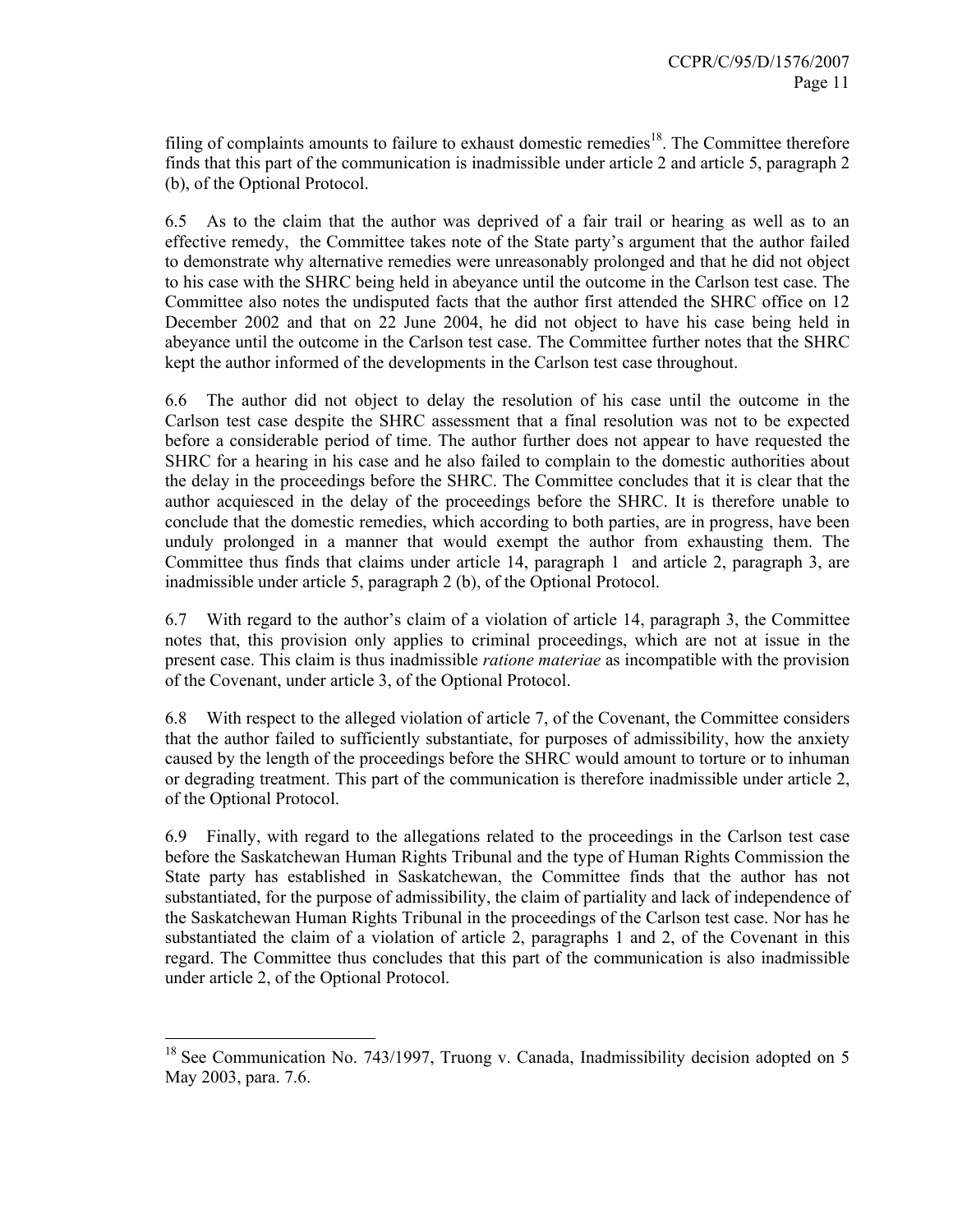filing of complaints amounts to failure to exhaust domestic remedies[18]. The Committee therefore finds that this part of the communication is inadmissible under article 2 and article 5, paragraph 2 (b), of the Optional Protocol.

6.5 As to the claim that the author was deprived of a fair trail or hearing as well as to an effective remedy, the Committee takes note of the State party's argument that the author failed to demonstrate why alternative remedies were unreasonably prolonged and that he did not object to his case with the SHRC being held in abeyance until the outcome in the Carlson test case. The Committee also notes the undisputed facts that the author first attended the SHRC office on 12 December 2002 and that on 22 June 2004, he did not object to have his case being held in abeyance until the outcome in the Carlson test case. The Committee further notes that the SHRC kept the author informed of the developments in the Carlson test case throughout.

6.6 The author did not object to delay the resolution of his case until the outcome in the Carlson test case despite the SHRC assessment that a final resolution was not to be expected before a considerable period of time. The author further does not appear to have requested the SHRC for a hearing in his case and he also failed to complain to the domestic authorities about the delay in the proceedings before the SHRC. The Committee concludes that it is clear that the author acquiesced in the delay of the proceedings before the SHRC. It is therefore unable to conclude that the domestic remedies, which according to both parties, are in progress, have been unduly prolonged in a manner that would exempt the author from exhausting them. The Committee thus finds that claims under article 14, paragraph 1 and article 2, paragraph 3, are inadmissible under article 5, paragraph 2 (b), of the Optional Protocol.

6.7 With regard to the author's claim of a violation of article 14, paragraph 3, the Committee notes that, this provision only applies to criminal proceedings, which are not at issue in the present case. This claim is thus inadmissible *ratione materiae* as incompatible with the provision of the Covenant, under article 3, of the Optional Protocol.

6.8 With respect to the alleged violation of article 7, of the Covenant, the Committee considers that the author failed to sufficiently substantiate, for purposes of admissibility, how the anxiety caused by the length of the proceedings before the SHRC would amount to torture or to inhuman or degrading treatment. This part of the communication is therefore inadmissible under article 2, of the Optional Protocol.

6.9 Finally, with regard to the allegations related to the proceedings in the Carlson test case before the Saskatchewan Human Rights Tribunal and the type of Human Rights Commission the State party has established in Saskatchewan, the Committee finds that the author has not substantiated, for the purpose of admissibility, the claim of partiality and lack of independence of the Saskatchewan Human Rights Tribunal in the proceedings of the Carlson test case. Nor has he substantiated the claim of a violation of article 2, paragraphs 1 and 2, of the Covenant in this regard. The Committee thus concludes that this part of the communication is also inadmissible under article 2, of the Optional Protocol.

---

[18] See Communication No. 743/1997, Truong v. Canada, Inadmissibility decision adopted on 5 May 2003, para. 7.6.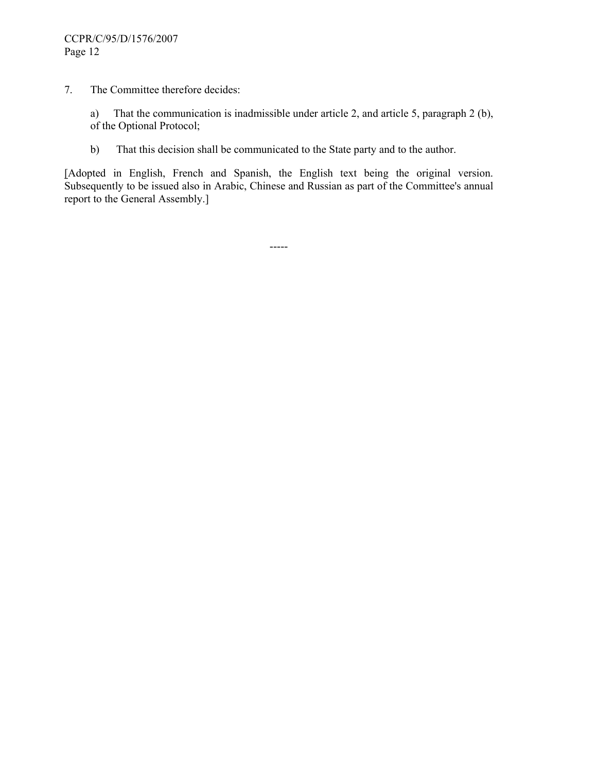7. The Committee therefore decides:

   a) That the communication is inadmissible under article 2, and article 5, paragraph 2 (b), of the Optional Protocol;

   b) That this decision shall be communicated to the State party and to the author.

[Adopted in English, French and Spanish, the English text being the original version. Subsequently to be issued also in Arabic, Chinese and Russian as part of the Committee's annual report to the General Assembly.]

-----